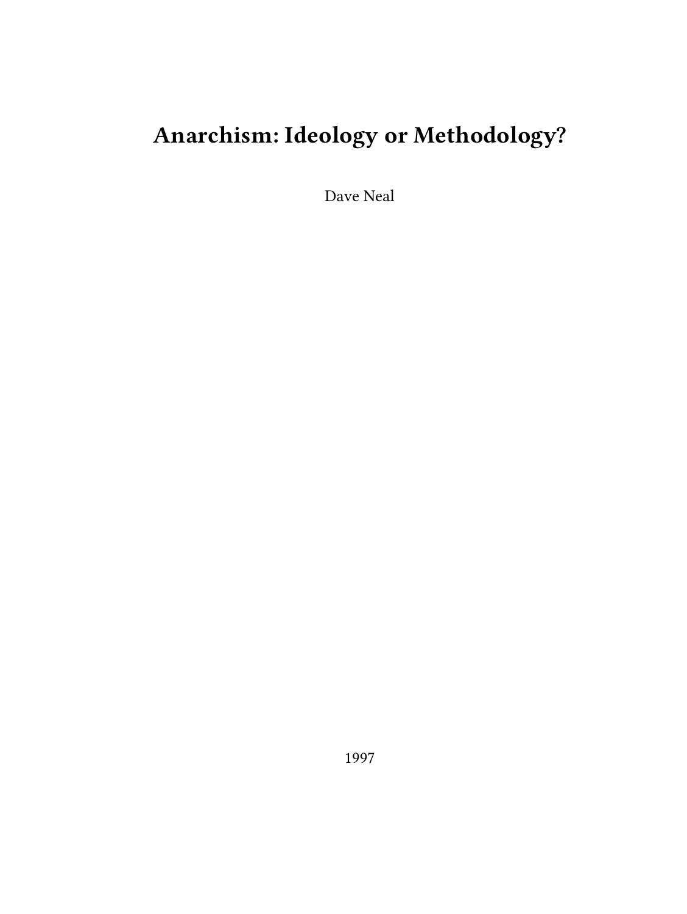# Anarchism: Ideology or Methodology?

Dave Neal

1997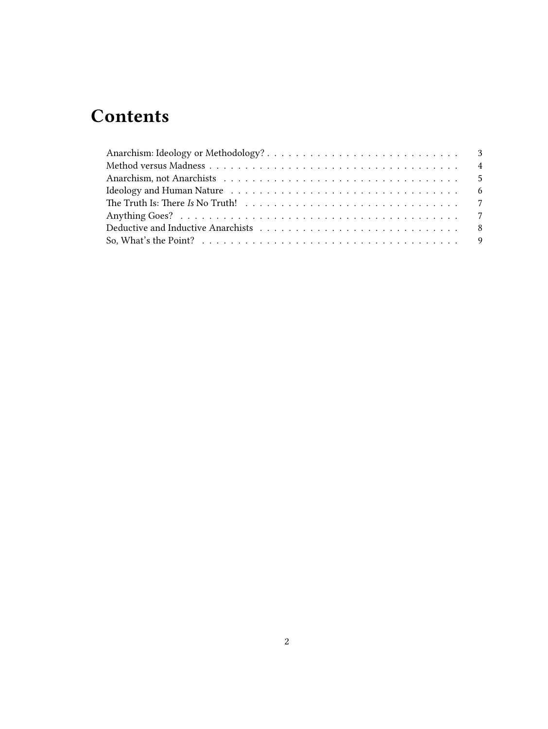# Contents

Anarchism: Ideology or Methodology? . . . . . . . . . . . . . . . . . . . . . . . . . . 3
Method versus Madness . . . . . . . . . . . . . . . . . . . . . . . . . . . . . . . . . . 4
Anarchism, not Anarchists . . . . . . . . . . . . . . . . . . . . . . . . . . . . . . . . 5
Ideology and Human Nature . . . . . . . . . . . . . . . . . . . . . . . . . . . . . . . 6
The Truth Is: There *Is* No Truth! . . . . . . . . . . . . . . . . . . . . . . . . . . . . 7
Anything Goes? . . . . . . . . . . . . . . . . . . . . . . . . . . . . . . . . . . . . . . 7
Deductive and Inductive Anarchists . . . . . . . . . . . . . . . . . . . . . . . . . . . 8
So, What's the Point? . . . . . . . . . . . . . . . . . . . . . . . . . . . . . . . . . . . 9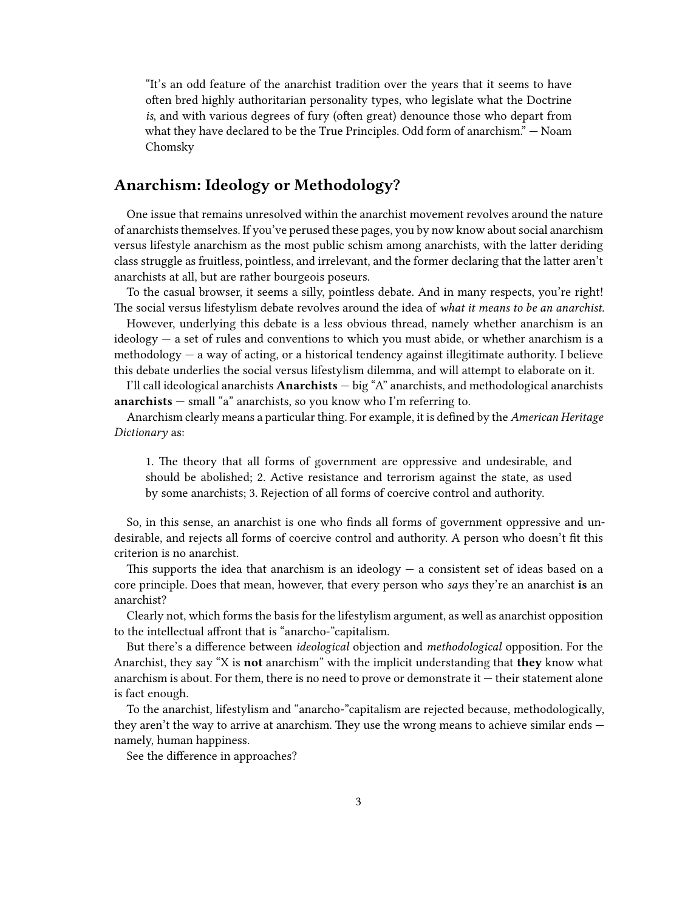> "It's an odd feature of the anarchist tradition over the years that it seems to have often bred highly authoritarian personality types, who legislate what the Doctrine *is*, and with various degrees of fury (often great) denounce those who depart from what they have declared to be the True Principles. Odd form of anarchism." — Noam Chomsky

## Anarchism: Ideology or Methodology?

One issue that remains unresolved within the anarchist movement revolves around the nature of anarchists themselves. If you've perused these pages, you by now know about social anarchism versus lifestyle anarchism as the most public schism among anarchists, with the latter deriding class struggle as fruitless, pointless, and irrelevant, and the former declaring that the latter aren't anarchists at all, but are rather bourgeois poseurs.

To the casual browser, it seems a silly, pointless debate. And in many respects, you're right! The social versus lifestylism debate revolves around the idea of *what it means to be an anarchist*.

However, underlying this debate is a less obvious thread, namely whether anarchism is an ideology — a set of rules and conventions to which you must abide, or whether anarchism is a methodology — a way of acting, or a historical tendency against illegitimate authority. I believe this debate underlies the social versus lifestylism dilemma, and will attempt to elaborate on it.

I'll call ideological anarchists **Anarchists** — big "A" anarchists, and methodological anarchists **anarchists** — small "a" anarchists, so you know who I'm referring to.

Anarchism clearly means a particular thing. For example, it is defined by the *American Heritage Dictionary* as:

> 1. The theory that all forms of government are oppressive and undesirable, and should be abolished; 2. Active resistance and terrorism against the state, as used by some anarchists; 3. Rejection of all forms of coercive control and authority.

So, in this sense, an anarchist is one who finds all forms of government oppressive and undesirable, and rejects all forms of coercive control and authority. A person who doesn't fit this criterion is no anarchist.

This supports the idea that anarchism is an ideology — a consistent set of ideas based on a core principle. Does that mean, however, that every person who *says* they're an anarchist **is** an anarchist?

Clearly not, which forms the basis for the lifestylism argument, as well as anarchist opposition to the intellectual affront that is "anarcho-"capitalism.

But there's a difference between *ideological* objection and *methodological* opposition. For the Anarchist, they say "X is **not** anarchism" with the implicit understanding that **they** know what anarchism is about. For them, there is no need to prove or demonstrate it — their statement alone is fact enough.

To the anarchist, lifestylism and "anarcho-"capitalism are rejected because, methodologically, they aren't the way to arrive at anarchism. They use the wrong means to achieve similar ends — namely, human happiness.

See the difference in approaches?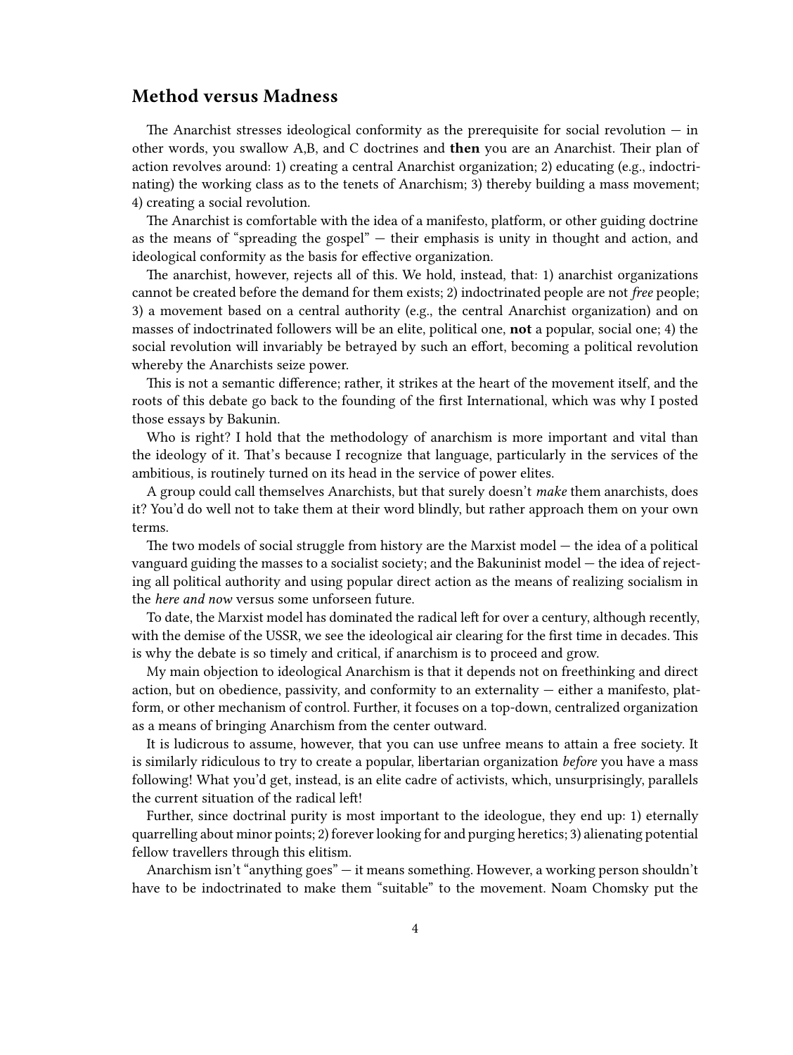## Method versus Madness

The Anarchist stresses ideological conformity as the prerequisite for social revolution — in other words, you swallow A,B, and C doctrines and **then** you are an Anarchist. Their plan of action revolves around: 1) creating a central Anarchist organization; 2) educating (e.g., indoctrinating) the working class as to the tenets of Anarchism; 3) thereby building a mass movement; 4) creating a social revolution.

The Anarchist is comfortable with the idea of a manifesto, platform, or other guiding doctrine as the means of "spreading the gospel" — their emphasis is unity in thought and action, and ideological conformity as the basis for effective organization.

The anarchist, however, rejects all of this. We hold, instead, that: 1) anarchist organizations cannot be created before the demand for them exists; 2) indoctrinated people are not *free* people; 3) a movement based on a central authority (e.g., the central Anarchist organization) and on masses of indoctrinated followers will be an elite, political one, **not** a popular, social one; 4) the social revolution will invariably be betrayed by such an effort, becoming a political revolution whereby the Anarchists seize power.

This is not a semantic difference; rather, it strikes at the heart of the movement itself, and the roots of this debate go back to the founding of the first International, which was why I posted those essays by Bakunin.

Who is right? I hold that the methodology of anarchism is more important and vital than the ideology of it. That's because I recognize that language, particularly in the services of the ambitious, is routinely turned on its head in the service of power elites.

A group could call themselves Anarchists, but that surely doesn't *make* them anarchists, does it? You'd do well not to take them at their word blindly, but rather approach them on your own terms.

The two models of social struggle from history are the Marxist model — the idea of a political vanguard guiding the masses to a socialist society; and the Bakuninist model — the idea of rejecting all political authority and using popular direct action as the means of realizing socialism in the *here and now* versus some unforseen future.

To date, the Marxist model has dominated the radical left for over a century, although recently, with the demise of the USSR, we see the ideological air clearing for the first time in decades. This is why the debate is so timely and critical, if anarchism is to proceed and grow.

My main objection to ideological Anarchism is that it depends not on freethinking and direct action, but on obedience, passivity, and conformity to an externality — either a manifesto, platform, or other mechanism of control. Further, it focuses on a top-down, centralized organization as a means of bringing Anarchism from the center outward.

It is ludicrous to assume, however, that you can use unfree means to attain a free society. It is similarly ridiculous to try to create a popular, libertarian organization *before* you have a mass following! What you'd get, instead, is an elite cadre of activists, which, unsurprisingly, parallels the current situation of the radical left!

Further, since doctrinal purity is most important to the ideologue, they end up: 1) eternally quarrelling about minor points; 2) forever looking for and purging heretics; 3) alienating potential fellow travellers through this elitism.

Anarchism isn't "anything goes" — it means something. However, a working person shouldn't have to be indoctrinated to make them "suitable" to the movement. Noam Chomsky put the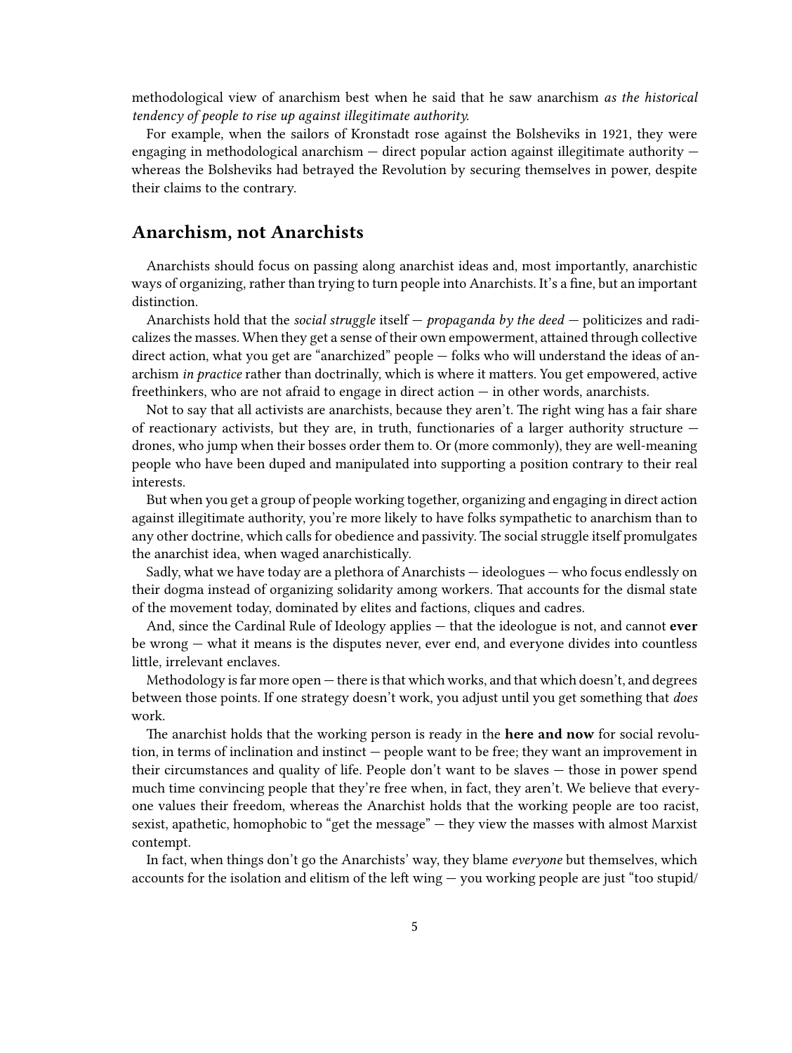methodological view of anarchism best when he said that he saw anarchism *as the historical tendency of people to rise up against illegitimate authority.*

For example, when the sailors of Kronstadt rose against the Bolsheviks in 1921, they were engaging in methodological anarchism — direct popular action against illegitimate authority — whereas the Bolsheviks had betrayed the Revolution by securing themselves in power, despite their claims to the contrary.

## Anarchism, not Anarchists

Anarchists should focus on passing along anarchist ideas and, most importantly, anarchistic ways of organizing, rather than trying to turn people into Anarchists. It's a fine, but an important distinction.

Anarchists hold that the *social struggle* itself — *propaganda by the deed* — politicizes and radicalizes the masses. When they get a sense of their own empowerment, attained through collective direct action, what you get are "anarchized" people — folks who will understand the ideas of anarchism *in practice* rather than doctrinally, which is where it matters. You get empowered, active freethinkers, who are not afraid to engage in direct action — in other words, anarchists.

Not to say that all activists are anarchists, because they aren't. The right wing has a fair share of reactionary activists, but they are, in truth, functionaries of a larger authority structure — drones, who jump when their bosses order them to. Or (more commonly), they are well-meaning people who have been duped and manipulated into supporting a position contrary to their real interests.

But when you get a group of people working together, organizing and engaging in direct action against illegitimate authority, you're more likely to have folks sympathetic to anarchism than to any other doctrine, which calls for obedience and passivity. The social struggle itself promulgates the anarchist idea, when waged anarchistically.

Sadly, what we have today are a plethora of Anarchists — ideologues — who focus endlessly on their dogma instead of organizing solidarity among workers. That accounts for the dismal state of the movement today, dominated by elites and factions, cliques and cadres.

And, since the Cardinal Rule of Ideology applies — that the ideologue is not, and cannot **ever** be wrong — what it means is the disputes never, ever end, and everyone divides into countless little, irrelevant enclaves.

Methodology is far more open — there is that which works, and that which doesn't, and degrees between those points. If one strategy doesn't work, you adjust until you get something that *does* work.

The anarchist holds that the working person is ready in the **here and now** for social revolution, in terms of inclination and instinct — people want to be free; they want an improvement in their circumstances and quality of life. People don't want to be slaves — those in power spend much time convincing people that they're free when, in fact, they aren't. We believe that everyone values their freedom, whereas the Anarchist holds that the working people are too racist, sexist, apathetic, homophobic to "get the message" — they view the masses with almost Marxist contempt.

In fact, when things don't go the Anarchists' way, they blame *everyone* but themselves, which accounts for the isolation and elitism of the left wing — you working people are just "too stupid/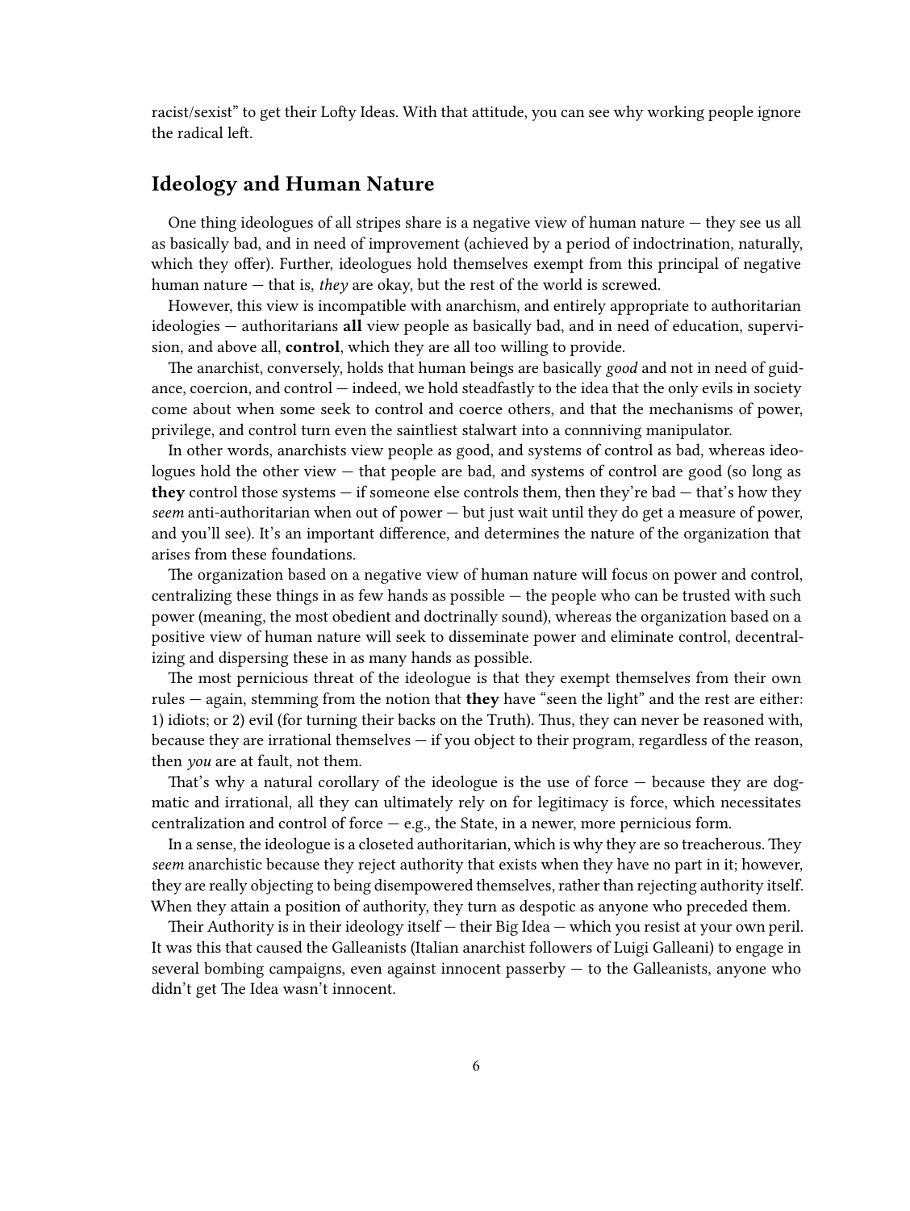racist/sexist" to get their Lofty Ideas. With that attitude, you can see why working people ignore the radical left.

## Ideology and Human Nature

One thing ideologues of all stripes share is a negative view of human nature — they see us all as basically bad, and in need of improvement (achieved by a period of indoctrination, naturally, which they offer). Further, ideologues hold themselves exempt from this principal of negative human nature — that is, *they* are okay, but the rest of the world is screwed.

However, this view is incompatible with anarchism, and entirely appropriate to authoritarian ideologies — authoritarians **all** view people as basically bad, and in need of education, supervision, and above all, **control**, which they are all too willing to provide.

The anarchist, conversely, holds that human beings are basically *good* and not in need of guidance, coercion, and control — indeed, we hold steadfastly to the idea that the only evils in society come about when some seek to control and coerce others, and that the mechanisms of power, privilege, and control turn even the saintliest stalwart into a connniving manipulator.

In other words, anarchists view people as good, and systems of control as bad, whereas ideologues hold the other view — that people are bad, and systems of control are good (so long as **they** control those systems — if someone else controls them, then they're bad — that's how they *seem* anti-authoritarian when out of power — but just wait until they do get a measure of power, and you'll see). It's an important difference, and determines the nature of the organization that arises from these foundations.

The organization based on a negative view of human nature will focus on power and control, centralizing these things in as few hands as possible — the people who can be trusted with such power (meaning, the most obedient and doctrinally sound), whereas the organization based on a positive view of human nature will seek to disseminate power and eliminate control, decentralizing and dispersing these in as many hands as possible.

The most pernicious threat of the ideologue is that they exempt themselves from their own rules — again, stemming from the notion that **they** have "seen the light" and the rest are either: 1) idiots; or 2) evil (for turning their backs on the Truth). Thus, they can never be reasoned with, because they are irrational themselves — if you object to their program, regardless of the reason, then *you* are at fault, not them.

That's why a natural corollary of the ideologue is the use of force — because they are dogmatic and irrational, all they can ultimately rely on for legitimacy is force, which necessitates centralization and control of force — e.g., the State, in a newer, more pernicious form.

In a sense, the ideologue is a closeted authoritarian, which is why they are so treacherous. They *seem* anarchistic because they reject authority that exists when they have no part in it; however, they are really objecting to being disempowered themselves, rather than rejecting authority itself. When they attain a position of authority, they turn as despotic as anyone who preceded them.

Their Authority is in their ideology itself — their Big Idea — which you resist at your own peril. It was this that caused the Galleanists (Italian anarchist followers of Luigi Galleani) to engage in several bombing campaigns, even against innocent passerby — to the Galleanists, anyone who didn't get The Idea wasn't innocent.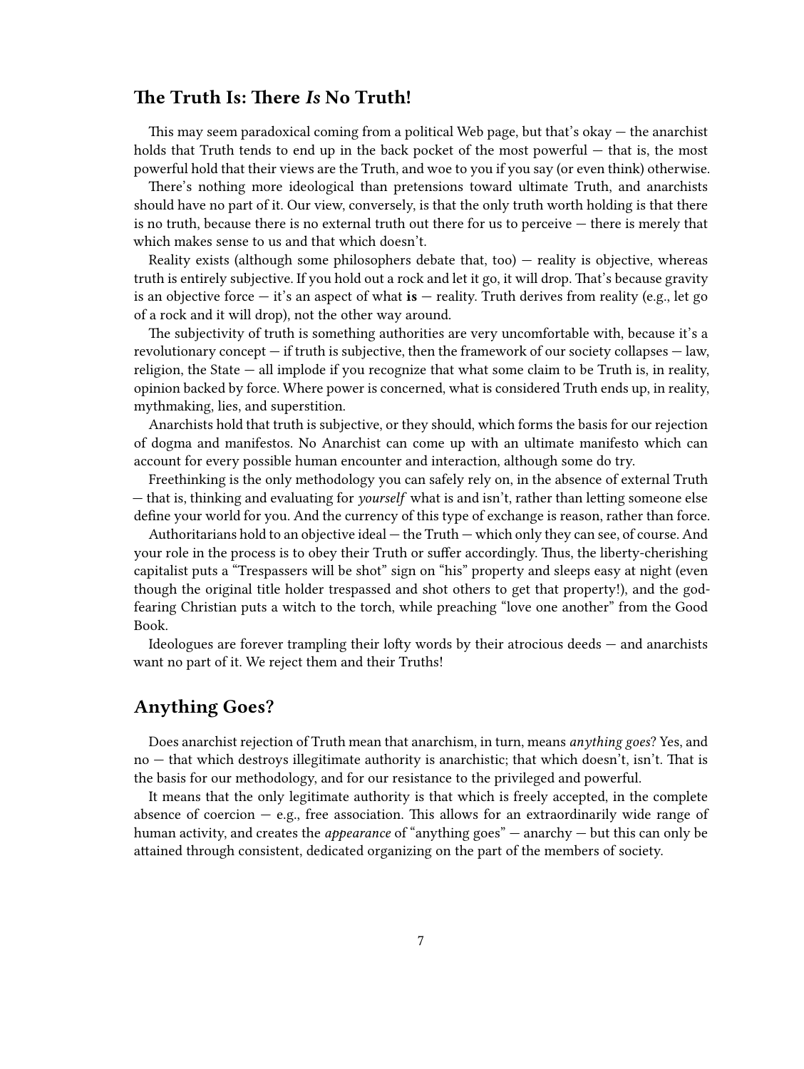## The Truth Is: There *Is* No Truth!

This may seem paradoxical coming from a political Web page, but that's okay — the anarchist holds that Truth tends to end up in the back pocket of the most powerful — that is, the most powerful hold that their views are the Truth, and woe to you if you say (or even think) otherwise.

There's nothing more ideological than pretensions toward ultimate Truth, and anarchists should have no part of it. Our view, conversely, is that the only truth worth holding is that there is no truth, because there is no external truth out there for us to perceive — there is merely that which makes sense to us and that which doesn't.

Reality exists (although some philosophers debate that, too) — reality is objective, whereas truth is entirely subjective. If you hold out a rock and let it go, it will drop. That's because gravity is an objective force — it's an aspect of what **is** — reality. Truth derives from reality (e.g., let go of a rock and it will drop), not the other way around.

The subjectivity of truth is something authorities are very uncomfortable with, because it's a revolutionary concept — if truth is subjective, then the framework of our society collapses — law, religion, the State — all implode if you recognize that what some claim to be Truth is, in reality, opinion backed by force. Where power is concerned, what is considered Truth ends up, in reality, mythmaking, lies, and superstition.

Anarchists hold that truth is subjective, or they should, which forms the basis for our rejection of dogma and manifestos. No Anarchist can come up with an ultimate manifesto which can account for every possible human encounter and interaction, although some do try.

Freethinking is the only methodology you can safely rely on, in the absence of external Truth — that is, thinking and evaluating for *yourself* what is and isn't, rather than letting someone else define your world for you. And the currency of this type of exchange is reason, rather than force.

Authoritarians hold to an objective ideal — the Truth — which only they can see, of course. And your role in the process is to obey their Truth or suffer accordingly. Thus, the liberty-cherishing capitalist puts a "Trespassers will be shot" sign on "his" property and sleeps easy at night (even though the original title holder trespassed and shot others to get that property!), and the god-fearing Christian puts a witch to the torch, while preaching "love one another" from the Good Book.

Ideologues are forever trampling their lofty words by their atrocious deeds — and anarchists want no part of it. We reject them and their Truths!

## Anything Goes?

Does anarchist rejection of Truth mean that anarchism, in turn, means *anything goes*? Yes, and no — that which destroys illegitimate authority is anarchistic; that which doesn't, isn't. That is the basis for our methodology, and for our resistance to the privileged and powerful.

It means that the only legitimate authority is that which is freely accepted, in the complete absence of coercion — e.g., free association. This allows for an extraordinarily wide range of human activity, and creates the *appearance* of "anything goes" — anarchy — but this can only be attained through consistent, dedicated organizing on the part of the members of society.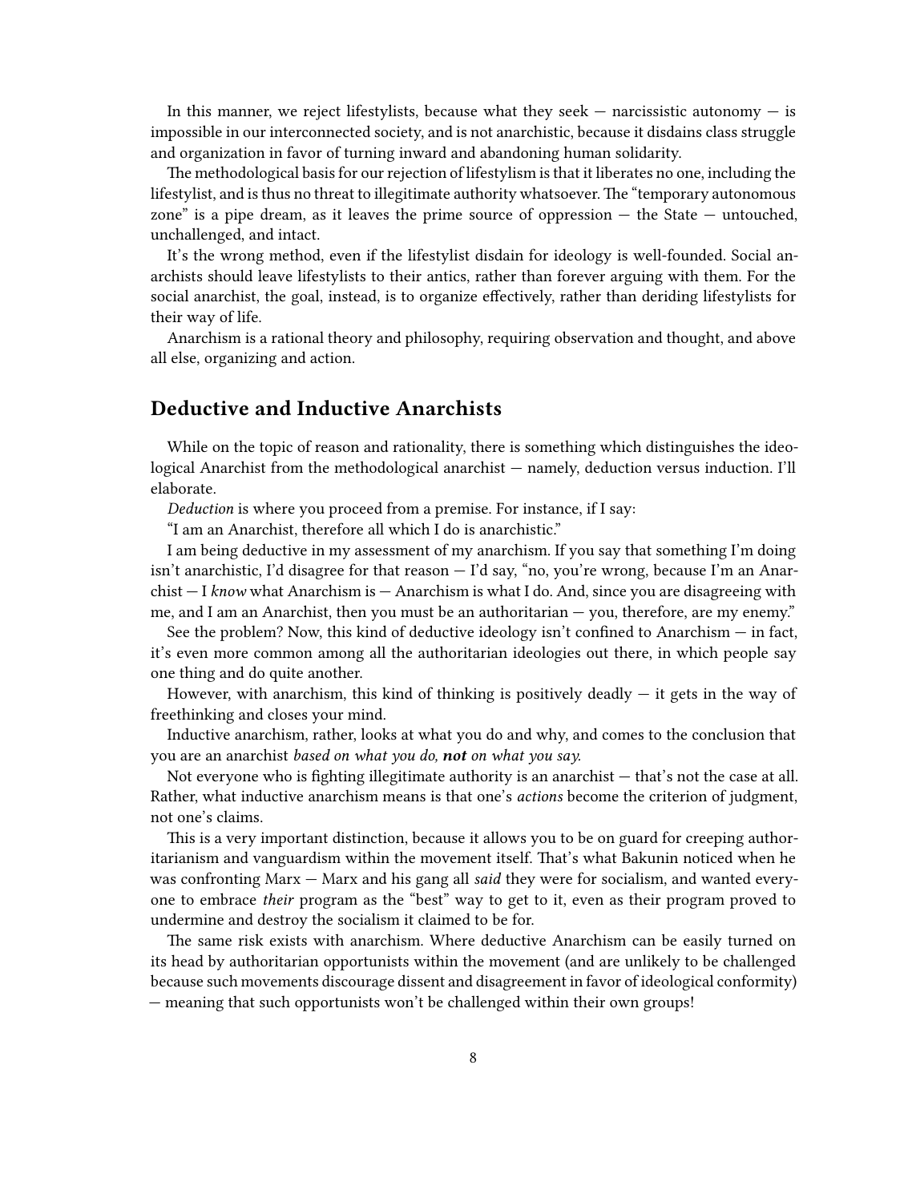In this manner, we reject lifestylists, because what they seek — narcissistic autonomy — is impossible in our interconnected society, and is not anarchistic, because it disdains class struggle and organization in favor of turning inward and abandoning human solidarity.

The methodological basis for our rejection of lifestylism is that it liberates no one, including the lifestylist, and is thus no threat to illegitimate authority whatsoever. The "temporary autonomous zone" is a pipe dream, as it leaves the prime source of oppression — the State — untouched, unchallenged, and intact.

It's the wrong method, even if the lifestylist disdain for ideology is well-founded. Social anarchists should leave lifestylists to their antics, rather than forever arguing with them. For the social anarchist, the goal, instead, is to organize effectively, rather than deriding lifestylists for their way of life.

Anarchism is a rational theory and philosophy, requiring observation and thought, and above all else, organizing and action.

## Deductive and Inductive Anarchists

While on the topic of reason and rationality, there is something which distinguishes the ideological Anarchist from the methodological anarchist — namely, deduction versus induction. I'll elaborate.

*Deduction* is where you proceed from a premise. For instance, if I say:

"I am an Anarchist, therefore all which I do is anarchistic."

I am being deductive in my assessment of my anarchism. If you say that something I'm doing isn't anarchistic, I'd disagree for that reason — I'd say, "no, you're wrong, because I'm an Anarchist — I *know* what Anarchism is — Anarchism is what I do. And, since you are disagreeing with me, and I am an Anarchist, then you must be an authoritarian — you, therefore, are my enemy."

See the problem? Now, this kind of deductive ideology isn't confined to Anarchism — in fact, it's even more common among all the authoritarian ideologies out there, in which people say one thing and do quite another.

However, with anarchism, this kind of thinking is positively deadly — it gets in the way of freethinking and closes your mind.

Inductive anarchism, rather, looks at what you do and why, and comes to the conclusion that you are an anarchist *based on what you do,* ***not*** *on what you say.*

Not everyone who is fighting illegitimate authority is an anarchist — that's not the case at all. Rather, what inductive anarchism means is that one's *actions* become the criterion of judgment, not one's claims.

This is a very important distinction, because it allows you to be on guard for creeping authoritarianism and vanguardism within the movement itself. That's what Bakunin noticed when he was confronting Marx — Marx and his gang all *said* they were for socialism, and wanted everyone to embrace *their* program as the "best" way to get to it, even as their program proved to undermine and destroy the socialism it claimed to be for.

The same risk exists with anarchism. Where deductive Anarchism can be easily turned on its head by authoritarian opportunists within the movement (and are unlikely to be challenged because such movements discourage dissent and disagreement in favor of ideological conformity) — meaning that such opportunists won't be challenged within their own groups!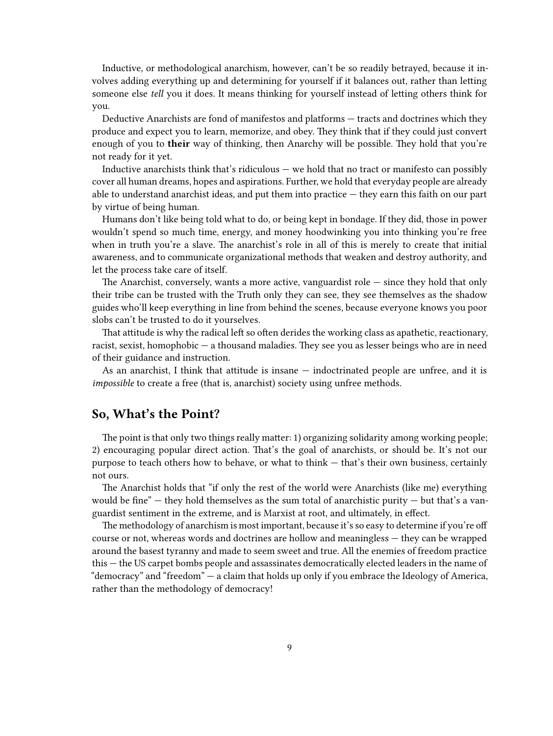Inductive, or methodological anarchism, however, can't be so readily betrayed, because it involves adding everything up and determining for yourself if it balances out, rather than letting someone else *tell* you it does. It means thinking for yourself instead of letting others think for you.

Deductive Anarchists are fond of manifestos and platforms — tracts and doctrines which they produce and expect you to learn, memorize, and obey. They think that if they could just convert enough of you to **their** way of thinking, then Anarchy will be possible. They hold that you're not ready for it yet.

Inductive anarchists think that's ridiculous — we hold that no tract or manifesto can possibly cover all human dreams, hopes and aspirations. Further, we hold that everyday people are already able to understand anarchist ideas, and put them into practice — they earn this faith on our part by virtue of being human.

Humans don't like being told what to do, or being kept in bondage. If they did, those in power wouldn't spend so much time, energy, and money hoodwinking you into thinking you're free when in truth you're a slave. The anarchist's role in all of this is merely to create that initial awareness, and to communicate organizational methods that weaken and destroy authority, and let the process take care of itself.

The Anarchist, conversely, wants a more active, vanguardist role — since they hold that only their tribe can be trusted with the Truth only they can see, they see themselves as the shadow guides who'll keep everything in line from behind the scenes, because everyone knows you poor slobs can't be trusted to do it yourselves.

That attitude is why the radical left so often derides the working class as apathetic, reactionary, racist, sexist, homophobic — a thousand maladies. They see you as lesser beings who are in need of their guidance and instruction.

As an anarchist, I think that attitude is insane — indoctrinated people are unfree, and it is *impossible* to create a free (that is, anarchist) society using unfree methods.

## So, What's the Point?

The point is that only two things really matter: 1) organizing solidarity among working people; 2) encouraging popular direct action. That's the goal of anarchists, or should be. It's not our purpose to teach others how to behave, or what to think — that's their own business, certainly not ours.

The Anarchist holds that "if only the rest of the world were Anarchists (like me) everything would be fine" — they hold themselves as the sum total of anarchistic purity — but that's a vanguardist sentiment in the extreme, and is Marxist at root, and ultimately, in effect.

The methodology of anarchism is most important, because it's so easy to determine if you're off course or not, whereas words and doctrines are hollow and meaningless — they can be wrapped around the basest tyranny and made to seem sweet and true. All the enemies of freedom practice this — the US carpet bombs people and assassinates democratically elected leaders in the name of "democracy" and "freedom" — a claim that holds up only if you embrace the Ideology of America, rather than the methodology of democracy!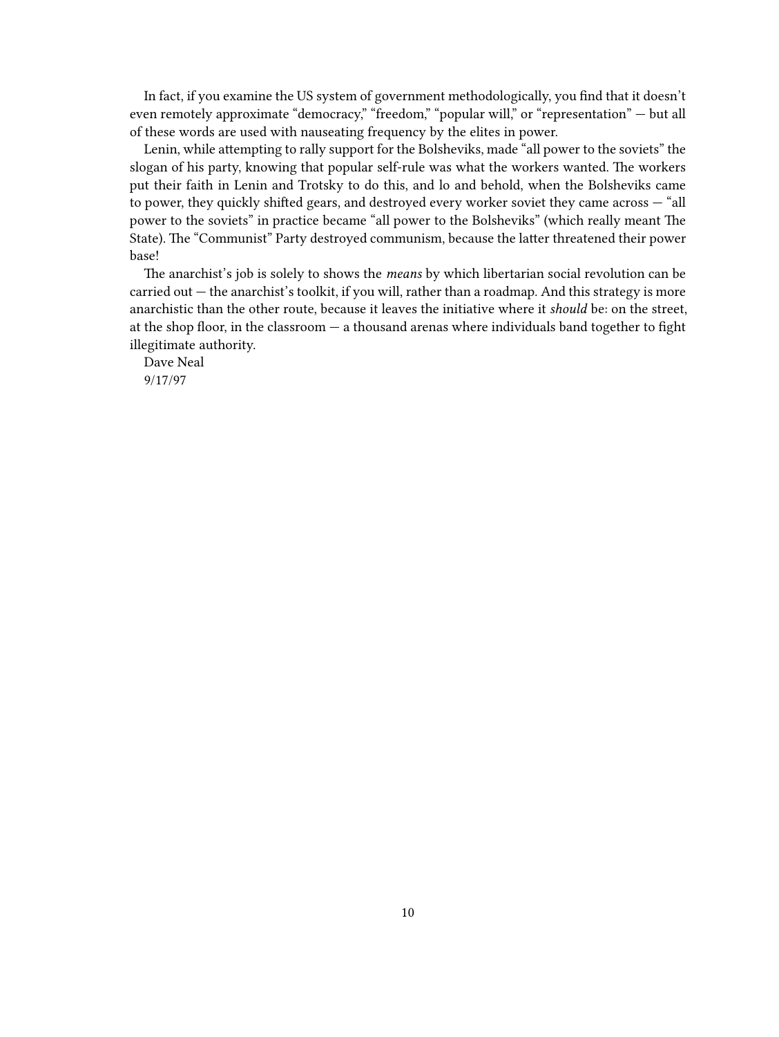In fact, if you examine the US system of government methodologically, you find that it doesn't even remotely approximate "democracy," "freedom," "popular will," or "representation" — but all of these words are used with nauseating frequency by the elites in power.

Lenin, while attempting to rally support for the Bolsheviks, made "all power to the soviets" the slogan of his party, knowing that popular self-rule was what the workers wanted. The workers put their faith in Lenin and Trotsky to do this, and lo and behold, when the Bolsheviks came to power, they quickly shifted gears, and destroyed every worker soviet they came across — "all power to the soviets" in practice became "all power to the Bolsheviks" (which really meant The State). The "Communist" Party destroyed communism, because the latter threatened their power base!

The anarchist's job is solely to shows the *means* by which libertarian social revolution can be carried out — the anarchist's toolkit, if you will, rather than a roadmap. And this strategy is more anarchistic than the other route, because it leaves the initiative where it *should* be: on the street, at the shop floor, in the classroom — a thousand arenas where individuals band together to fight illegitimate authority.

Dave Neal

9/17/97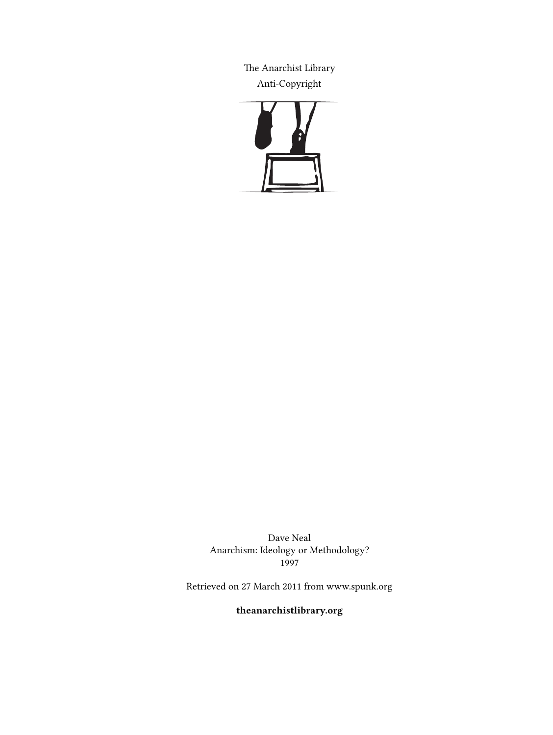The Anarchist Library
Anti-Copyright

Dave Neal
Anarchism: Ideology or Methodology?
1997

Retrieved on 27 March 2011 from www.spunk.org

**theanarchistlibrary.org**